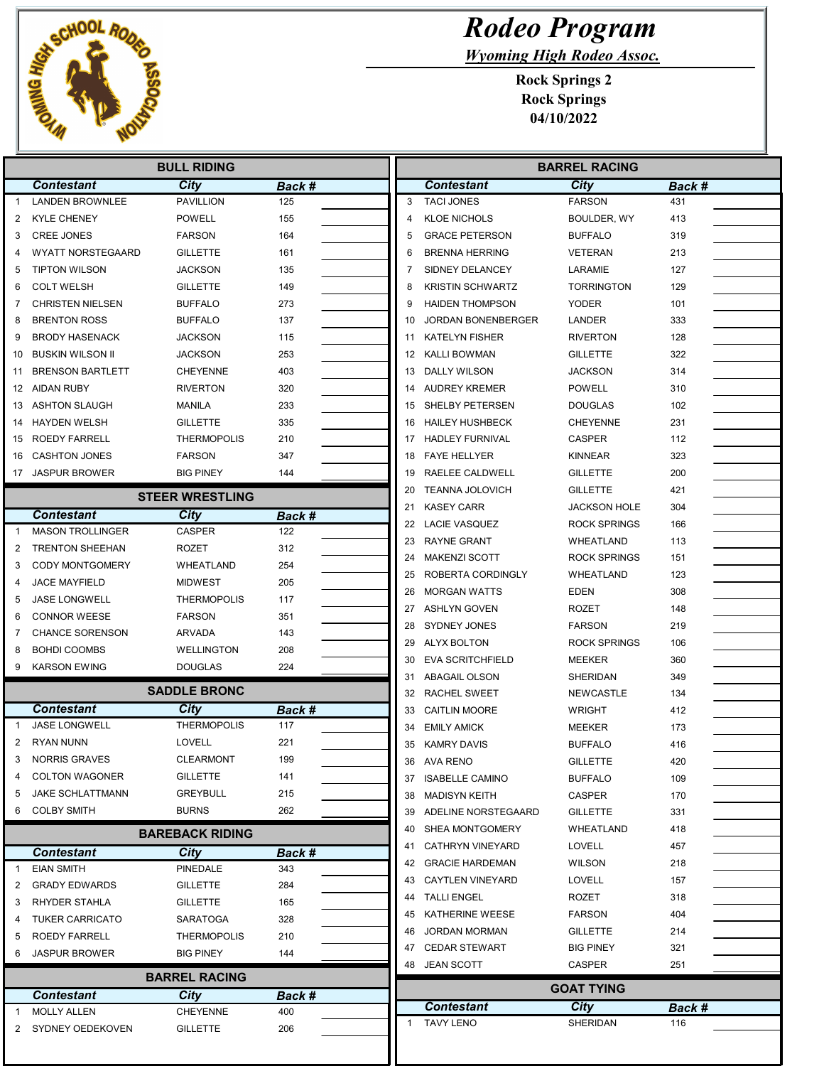# Rodeo Program

*Wyoming High Rodeo Assoc.*

**Rock Springs 2**
**Rock Springs**
**04/10/2022**

## BULL RIDING

| | Contestant | City | Back # | |
|---|---|---|---|---|
| 1 | LANDEN BROWNLEE | PAVILLION | 125 | |
| 2 | KYLE CHENEY | POWELL | 155 | |
| 3 | CREE JONES | FARSON | 164 | |
| 4 | WYATT NORSTEGAARD | GILLETTE | 161 | |
| 5 | TIPTON WILSON | JACKSON | 135 | |
| 6 | COLT WELSH | GILLETTE | 149 | |
| 7 | CHRISTEN NIELSEN | BUFFALO | 273 | |
| 8 | BRENTON ROSS | BUFFALO | 137 | |
| 9 | BRODY HASENACK | JACKSON | 115 | |
| 10 | BUSKIN WILSON II | JACKSON | 253 | |
| 11 | BRENSON BARTLETT | CHEYENNE | 403 | |
| 12 | AIDAN RUBY | RIVERTON | 320 | |
| 13 | ASHTON SLAUGH | MANILA | 233 | |
| 14 | HAYDEN WELSH | GILLETTE | 335 | |
| 15 | ROEDY FARRELL | THERMOPOLIS | 210 | |
| 16 | CASHTON JONES | FARSON | 347 | |
| 17 | JASPUR BROWER | BIG PINEY | 144 | |

## STEER WRESTLING

| | Contestant | City | Back # | |
|---|---|---|---|---|
| 1 | MASON TROLLINGER | CASPER | 122 | |
| 2 | TRENTON SHEEHAN | ROZET | 312 | |
| 3 | CODY MONTGOMERY | WHEATLAND | 254 | |
| 4 | JACE MAYFIELD | MIDWEST | 205 | |
| 5 | JASE LONGWELL | THERMOPOLIS | 117 | |
| 6 | CONNOR WEESE | FARSON | 351 | |
| 7 | CHANCE SORENSON | ARVADA | 143 | |
| 8 | BOHDI COOMBS | WELLINGTON | 208 | |
| 9 | KARSON EWING | DOUGLAS | 224 | |

## SADDLE BRONC

| | Contestant | City | Back # | |
|---|---|---|---|---|
| 1 | JASE LONGWELL | THERMOPOLIS | 117 | |
| 2 | RYAN NUNN | LOVELL | 221 | |
| 3 | NORRIS GRAVES | CLEARMONT | 199 | |
| 4 | COLTON WAGONER | GILLETTE | 141 | |
| 5 | JAKE SCHLATTMANN | GREYBULL | 215 | |
| 6 | COLBY SMITH | BURNS | 262 | |

## BAREBACK RIDING

| | Contestant | City | Back # | |
|---|---|---|---|---|
| 1 | EIAN SMITH | PINEDALE | 343 | |
| 2 | GRADY EDWARDS | GILLETTE | 284 | |
| 3 | RHYDER STAHLA | GILLETTE | 165 | |
| 4 | TUKER CARRICATO | SARATOGA | 328 | |
| 5 | ROEDY FARRELL | THERMOPOLIS | 210 | |
| 6 | JASPUR BROWER | BIG PINEY | 144 | |

## BARREL RACING

| | Contestant | City | Back # | |
|---|---|---|---|---|
| 1 | MOLLY ALLEN | CHEYENNE | 400 | |
| 2 | SYDNEY OEDEKOVEN | GILLETTE | 206 | |
| 3 | TACI JONES | FARSON | 431 | |
| 4 | KLOE NICHOLS | BOULDER, WY | 413 | |
| 5 | GRACE PETERSON | BUFFALO | 319 | |
| 6 | BRENNA HERRING | VETERAN | 213 | |
| 7 | SIDNEY DELANCEY | LARAMIE | 127 | |
| 8 | KRISTIN SCHWARTZ | TORRINGTON | 129 | |
| 9 | HAIDEN THOMPSON | YODER | 101 | |
| 10 | JORDAN BONENBERGER | LANDER | 333 | |
| 11 | KATELYN FISHER | RIVERTON | 128 | |
| 12 | KALLI BOWMAN | GILLETTE | 322 | |
| 13 | DALLY WILSON | JACKSON | 314 | |
| 14 | AUDREY KREMER | POWELL | 310 | |
| 15 | SHELBY PETERSEN | DOUGLAS | 102 | |
| 16 | HAILEY HUSHBECK | CHEYENNE | 231 | |
| 17 | HADLEY FURNIVAL | CASPER | 112 | |
| 18 | FAYE HELLYER | KINNEAR | 323 | |
| 19 | RAELEE CALDWELL | GILLETTE | 200 | |
| 20 | TEANNA JOLOVICH | GILLETTE | 421 | |
| 21 | KASEY CARR | JACKSON HOLE | 304 | |
| 22 | LACIE VASQUEZ | ROCK SPRINGS | 166 | |
| 23 | RAYNE GRANT | WHEATLAND | 113 | |
| 24 | MAKENZI SCOTT | ROCK SPRINGS | 151 | |
| 25 | ROBERTA CORDINGLY | WHEATLAND | 123 | |
| 26 | MORGAN WATTS | EDEN | 308 | |
| 27 | ASHLYN GOVEN | ROZET | 148 | |
| 28 | SYDNEY JONES | FARSON | 219 | |
| 29 | ALYX BOLTON | ROCK SPRINGS | 106 | |
| 30 | EVA SCRITCHFIELD | MEEKER | 360 | |
| 31 | ABAGAIL OLSON | SHERIDAN | 349 | |
| 32 | RACHEL SWEET | NEWCASTLE | 134 | |
| 33 | CAITLIN MOORE | WRIGHT | 412 | |
| 34 | EMILY AMICK | MEEKER | 173 | |
| 35 | KAMRY DAVIS | BUFFALO | 416 | |
| 36 | AVA RENO | GILLETTE | 420 | |
| 37 | ISABELLE CAMINO | BUFFALO | 109 | |
| 38 | MADISYN KEITH | CASPER | 170 | |
| 39 | ADELINE NORSTEGAARD | GILLETTE | 331 | |
| 40 | SHEA MONTGOMERY | WHEATLAND | 418 | |
| 41 | CATHRYN VINEYARD | LOVELL | 457 | |
| 42 | GRACIE HARDEMAN | WILSON | 218 | |
| 43 | CAYTLEN VINEYARD | LOVELL | 157 | |
| 44 | TALLI ENGEL | ROZET | 318 | |
| 45 | KATHERINE WEESE | FARSON | 404 | |
| 46 | JORDAN MORMAN | GILLETTE | 214 | |
| 47 | CEDAR STEWART | BIG PINEY | 321 | |
| 48 | JEAN SCOTT | CASPER | 251 | |

## GOAT TYING

| | Contestant | City | Back # | |
|---|---|---|---|---|
| 1 | TAVY LENO | SHERIDAN | 116 | |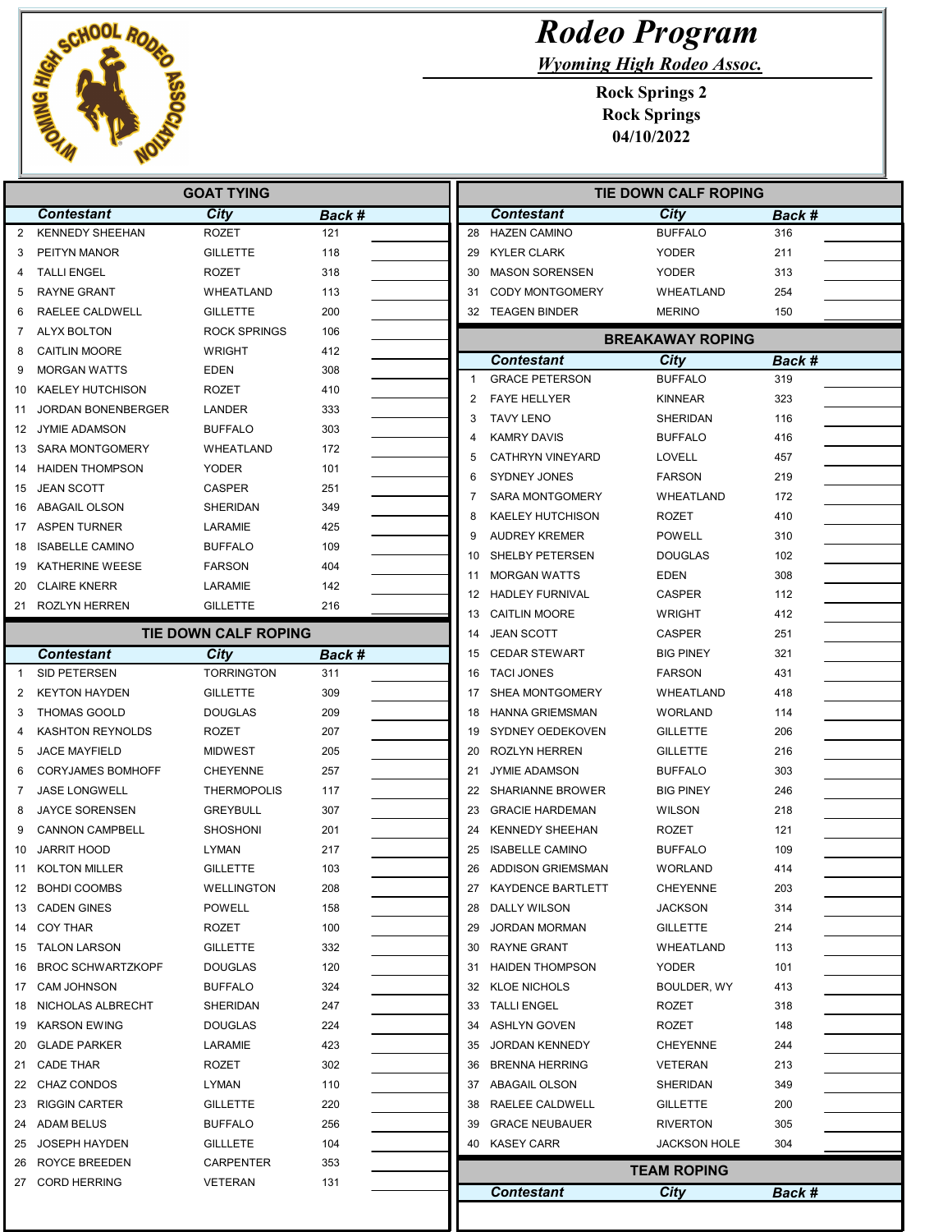# Rodeo Program

*Wyoming High Rodeo Assoc.*

**Rock Springs 2**
**Rock Springs**
**04/10/2022**

## GOAT TYING

| | Contestant | City | Back # | |
|---|---|---|---|---|
| 2 | KENNEDY SHEEHAN | ROZET | 121 | |
| 3 | PEITYN MANOR | GILLETTE | 118 | |
| 4 | TALLI ENGEL | ROZET | 318 | |
| 5 | RAYNE GRANT | WHEATLAND | 113 | |
| 6 | RAELEE CALDWELL | GILLETTE | 200 | |
| 7 | ALYX BOLTON | ROCK SPRINGS | 106 | |
| 8 | CAITLIN MOORE | WRIGHT | 412 | |
| 9 | MORGAN WATTS | EDEN | 308 | |
| 10 | KAELEY HUTCHISON | ROZET | 410 | |
| 11 | JORDAN BONENBERGER | LANDER | 333 | |
| 12 | JYMIE ADAMSON | BUFFALO | 303 | |
| 13 | SARA MONTGOMERY | WHEATLAND | 172 | |
| 14 | HAIDEN THOMPSON | YODER | 101 | |
| 15 | JEAN SCOTT | CASPER | 251 | |
| 16 | ABAGAIL OLSON | SHERIDAN | 349 | |
| 17 | ASPEN TURNER | LARAMIE | 425 | |
| 18 | ISABELLE CAMINO | BUFFALO | 109 | |
| 19 | KATHERINE WEESE | FARSON | 404 | |
| 20 | CLAIRE KNERR | LARAMIE | 142 | |
| 21 | ROZLYN HERREN | GILLETTE | 216 | |

## TIE DOWN CALF ROPING

| | Contestant | City | Back # | |
|---|---|---|---|---|
| 1 | SID PETERSEN | TORRINGTON | 311 | |
| 2 | KEYTON HAYDEN | GILLETTE | 309 | |
| 3 | THOMAS GOOLD | DOUGLAS | 209 | |
| 4 | KASHTON REYNOLDS | ROZET | 207 | |
| 5 | JACE MAYFIELD | MIDWEST | 205 | |
| 6 | CORYJAMES BOMHOFF | CHEYENNE | 257 | |
| 7 | JASE LONGWELL | THERMOPOLIS | 117 | |
| 8 | JAYCE SORENSEN | GREYBULL | 307 | |
| 9 | CANNON CAMPBELL | SHOSHONI | 201 | |
| 10 | JARRIT HOOD | LYMAN | 217 | |
| 11 | KOLTON MILLER | GILLETTE | 103 | |
| 12 | BOHDI COOMBS | WELLINGTON | 208 | |
| 13 | CADEN GINES | POWELL | 158 | |
| 14 | COY THAR | ROZET | 100 | |
| 15 | TALON LARSON | GILLETTE | 332 | |
| 16 | BROC SCHWARTZKOPF | DOUGLAS | 120 | |
| 17 | CAM JOHNSON | BUFFALO | 324 | |
| 18 | NICHOLAS ALBRECHT | SHERIDAN | 247 | |
| 19 | KARSON EWING | DOUGLAS | 224 | |
| 20 | GLADE PARKER | LARAMIE | 423 | |
| 21 | CADE THAR | ROZET | 302 | |
| 22 | CHAZ CONDOS | LYMAN | 110 | |
| 23 | RIGGIN CARTER | GILLETTE | 220 | |
| 24 | ADAM BELUS | BUFFALO | 256 | |
| 25 | JOSEPH HAYDEN | GILLLETE | 104 | |
| 26 | ROYCE BREEDEN | CARPENTER | 353 | |
| 27 | CORD HERRING | VETERAN | 131 | |
| 28 | HAZEN CAMINO | BUFFALO | 316 | |
| 29 | KYLER CLARK | YODER | 211 | |
| 30 | MASON SORENSEN | YODER | 313 | |
| 31 | CODY MONTGOMERY | WHEATLAND | 254 | |
| 32 | TEAGEN BINDER | MERINO | 150 | |

## BREAKAWAY ROPING

| | Contestant | City | Back # | |
|---|---|---|---|---|
| 1 | GRACE PETERSON | BUFFALO | 319 | |
| 2 | FAYE HELLYER | KINNEAR | 323 | |
| 3 | TAVY LENO | SHERIDAN | 116 | |
| 4 | KAMRY DAVIS | BUFFALO | 416 | |
| 5 | CATHRYN VINEYARD | LOVELL | 457 | |
| 6 | SYDNEY JONES | FARSON | 219 | |
| 7 | SARA MONTGOMERY | WHEATLAND | 172 | |
| 8 | KAELEY HUTCHISON | ROZET | 410 | |
| 9 | AUDREY KREMER | POWELL | 310 | |
| 10 | SHELBY PETERSEN | DOUGLAS | 102 | |
| 11 | MORGAN WATTS | EDEN | 308 | |
| 12 | HADLEY FURNIVAL | CASPER | 112 | |
| 13 | CAITLIN MOORE | WRIGHT | 412 | |
| 14 | JEAN SCOTT | CASPER | 251 | |
| 15 | CEDAR STEWART | BIG PINEY | 321 | |
| 16 | TACI JONES | FARSON | 431 | |
| 17 | SHEA MONTGOMERY | WHEATLAND | 418 | |
| 18 | HANNA GRIEMSMAN | WORLAND | 114 | |
| 19 | SYDNEY OEDEKOVEN | GILLETTE | 206 | |
| 20 | ROZLYN HERREN | GILLETTE | 216 | |
| 21 | JYMIE ADAMSON | BUFFALO | 303 | |
| 22 | SHARIANNE BROWER | BIG PINEY | 246 | |
| 23 | GRACIE HARDEMAN | WILSON | 218 | |
| 24 | KENNEDY SHEEHAN | ROZET | 121 | |
| 25 | ISABELLE CAMINO | BUFFALO | 109 | |
| 26 | ADDISON GRIEMSMAN | WORLAND | 414 | |
| 27 | KAYDENCE BARTLETT | CHEYENNE | 203 | |
| 28 | DALLY WILSON | JACKSON | 314 | |
| 29 | JORDAN MORMAN | GILLETTE | 214 | |
| 30 | RAYNE GRANT | WHEATLAND | 113 | |
| 31 | HAIDEN THOMPSON | YODER | 101 | |
| 32 | KLOE NICHOLS | BOULDER, WY | 413 | |
| 33 | TALLI ENGEL | ROZET | 318 | |
| 34 | ASHLYN GOVEN | ROZET | 148 | |
| 35 | JORDAN KENNEDY | CHEYENNE | 244 | |
| 36 | BRENNA HERRING | VETERAN | 213 | |
| 37 | ABAGAIL OLSON | SHERIDAN | 349 | |
| 38 | RAELEE CALDWELL | GILLETTE | 200 | |
| 39 | GRACE NEUBAUER | RIVERTON | 305 | |
| 40 | KASEY CARR | JACKSON HOLE | 304 | |

## TEAM ROPING

| Contestant | City | Back # |
|---|---|---|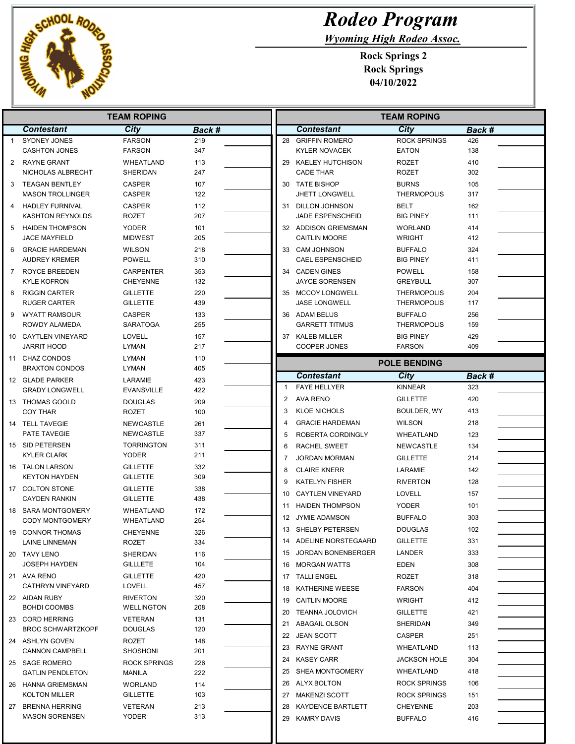# Rodeo Program

*Wyoming High Rodeo Assoc.*

**Rock Springs 2**
**Rock Springs**
**04/10/2022**

## TEAM ROPING

| # | Contestant | City | Back # | |
|---|---|---|---|---|
| 1 | SYDNEY JONES | FARSON | 219 | |
| | CASHTON JONES | FARSON | 347 | |
| 2 | RAYNE GRANT | WHEATLAND | 113 | |
| | NICHOLAS ALBRECHT | SHERIDAN | 247 | |
| 3 | TEAGAN BENTLEY | CASPER | 107 | |
| | MASON TROLLINGER | CASPER | 122 | |
| 4 | HADLEY FURNIVAL | CASPER | 112 | |
| | KASHTON REYNOLDS | ROZET | 207 | |
| 5 | HAIDEN THOMPSON | YODER | 101 | |
| | JACE MAYFIELD | MIDWEST | 205 | |
| 6 | GRACIE HARDEMAN | WILSON | 218 | |
| | AUDREY KREMER | POWELL | 310 | |
| 7 | ROYCE BREEDEN | CARPENTER | 353 | |
| | KYLE KOFRON | CHEYENNE | 132 | |
| 8 | RIGGIN CARTER | GILLETTE | 220 | |
| | RUGER CARTER | GILLETTE | 439 | |
| 9 | WYATT RAMSOUR | CASPER | 133 | |
| | ROWDY ALAMEDA | SARATOGA | 255 | |
| 10 | CAYTLEN VINEYARD | LOVELL | 157 | |
| | JARRIT HOOD | LYMAN | 217 | |
| 11 | CHAZ CONDOS | LYMAN | 110 | |
| | BRAXTON CONDOS | LYMAN | 405 | |
| 12 | GLADE PARKER | LARAMIE | 423 | |
| | GRADY LONGWELL | EVANSVILLE | 422 | |
| 13 | THOMAS GOOLD | DOUGLAS | 209 | |
| | COY THAR | ROZET | 100 | |
| 14 | TELL TAVEGIE | NEWCASTLE | 261 | |
| | PATE TAVEGIE | NEWCASTLE | 337 | |
| 15 | SID PETERSEN | TORRINGTON | 311 | |
| | KYLER CLARK | YODER | 211 | |
| 16 | TALON LARSON | GILLETTE | 332 | |
| | KEYTON HAYDEN | GILLETTE | 309 | |
| 17 | COLTON STONE | GILLETTE | 338 | |
| | CAYDEN RANKIN | GILLETTE | 438 | |
| 18 | SARA MONTGOMERY | WHEATLAND | 172 | |
| | CODY MONTGOMERY | WHEATLAND | 254 | |
| 19 | CONNOR THOMAS | CHEYENNE | 326 | |
| | LAINE LINNEMAN | ROZET | 334 | |
| 20 | TAVY LENO | SHERIDAN | 116 | |
| | JOSEPH HAYDEN | GILLLETE | 104 | |
| 21 | AVA RENO | GILLETTE | 420 | |
| | CATHRYN VINEYARD | LOVELL | 457 | |
| 22 | AIDAN RUBY | RIVERTON | 320 | |
| | BOHDI COOMBS | WELLINGTON | 208 | |
| 23 | CORD HERRING | VETERAN | 131 | |
| | BROC SCHWARTZKOPF | DOUGLAS | 120 | |
| 24 | ASHLYN GOVEN | ROZET | 148 | |
| | CANNON CAMPBELL | SHOSHONI | 201 | |
| 25 | SAGE ROMERO | ROCK SPRINGS | 226 | |
| | GATLIN PENDLETON | MANILA | 222 | |
| 26 | HANNA GRIEMSMAN | WORLAND | 114 | |
| | KOLTON MILLER | GILLETTE | 103 | |
| 27 | BRENNA HERRING | VETERAN | 213 | |
| | MASON SORENSEN | YODER | 313 | |
| 28 | GRIFFIN ROMERO | ROCK SPRINGS | 426 | |
| | KYLER NOVACEK | EATON | 138 | |
| 29 | KAELEY HUTCHISON | ROZET | 410 | |
| | CADE THAR | ROZET | 302 | |
| 30 | TATE BISHOP | BURNS | 105 | |
| | JHETT LONGWELL | THERMOPOLIS | 317 | |
| 31 | DILLON JOHNSON | BELT | 162 | |
| | JADE ESPENSCHEID | BIG PINEY | 111 | |
| 32 | ADDISON GRIEMSMAN | WORLAND | 414 | |
| | CAITLIN MOORE | WRIGHT | 412 | |
| 33 | CAM JOHNSON | BUFFALO | 324 | |
| | CAEL ESPENSCHEID | BIG PINEY | 411 | |
| 34 | CADEN GINES | POWELL | 158 | |
| | JAYCE SORENSEN | GREYBULL | 307 | |
| 35 | MCCOY LONGWELL | THERMOPOLIS | 204 | |
| | JASE LONGWELL | THERMOPOLIS | 117 | |
| 36 | ADAM BELUS | BUFFALO | 256 | |
| | GARRETT TITMUS | THERMOPOLIS | 159 | |
| 37 | KALEB MILLER | BIG PINEY | 429 | |
| | COOPER JONES | FARSON | 409 | |

## POLE BENDING

| # | Contestant | City | Back # | |
|---|---|---|---|---|
| 1 | FAYE HELLYER | KINNEAR | 323 | |
| 2 | AVA RENO | GILLETTE | 420 | |
| 3 | KLOE NICHOLS | BOULDER, WY | 413 | |
| 4 | GRACIE HARDEMAN | WILSON | 218 | |
| 5 | ROBERTA CORDINGLY | WHEATLAND | 123 | |
| 6 | RACHEL SWEET | NEWCASTLE | 134 | |
| 7 | JORDAN MORMAN | GILLETTE | 214 | |
| 8 | CLAIRE KNERR | LARAMIE | 142 | |
| 9 | KATELYN FISHER | RIVERTON | 128 | |
| 10 | CAYTLEN VINEYARD | LOVELL | 157 | |
| 11 | HAIDEN THOMPSON | YODER | 101 | |
| 12 | JYMIE ADAMSON | BUFFALO | 303 | |
| 13 | SHELBY PETERSEN | DOUGLAS | 102 | |
| 14 | ADELINE NORSTEGAARD | GILLETTE | 331 | |
| 15 | JORDAN BONENBERGER | LANDER | 333 | |
| 16 | MORGAN WATTS | EDEN | 308 | |
| 17 | TALLI ENGEL | ROZET | 318 | |
| 18 | KATHERINE WEESE | FARSON | 404 | |
| 19 | CAITLIN MOORE | WRIGHT | 412 | |
| 20 | TEANNA JOLOVICH | GILLETTE | 421 | |
| 21 | ABAGAIL OLSON | SHERIDAN | 349 | |
| 22 | JEAN SCOTT | CASPER | 251 | |
| 23 | RAYNE GRANT | WHEATLAND | 113 | |
| 24 | KASEY CARR | JACKSON HOLE | 304 | |
| 25 | SHEA MONTGOMERY | WHEATLAND | 418 | |
| 26 | ALYX BOLTON | ROCK SPRINGS | 106 | |
| 27 | MAKENZI SCOTT | ROCK SPRINGS | 151 | |
| 28 | KAYDENCE BARTLETT | CHEYENNE | 203 | |
| 29 | KAMRY DAVIS | BUFFALO | 416 | |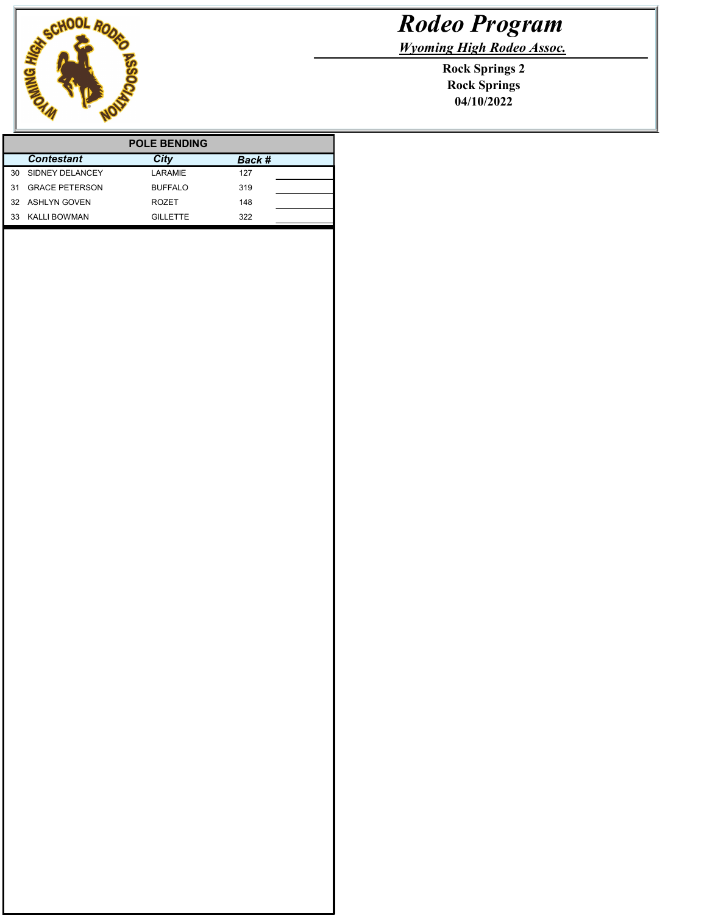# Rodeo Program

*Wyoming High Rodeo Assoc.*

**Rock Springs 2**
**Rock Springs**
**04/10/2022**

## POLE BENDING

| | Contestant | City | Back # | |
|---|---|---|---|---|
| 30 | SIDNEY DELANCEY | LARAMIE | 127 | |
| 31 | GRACE PETERSON | BUFFALO | 319 | |
| 32 | ASHLYN GOVEN | ROZET | 148 | |
| 33 | KALLI BOWMAN | GILLETTE | 322 | |